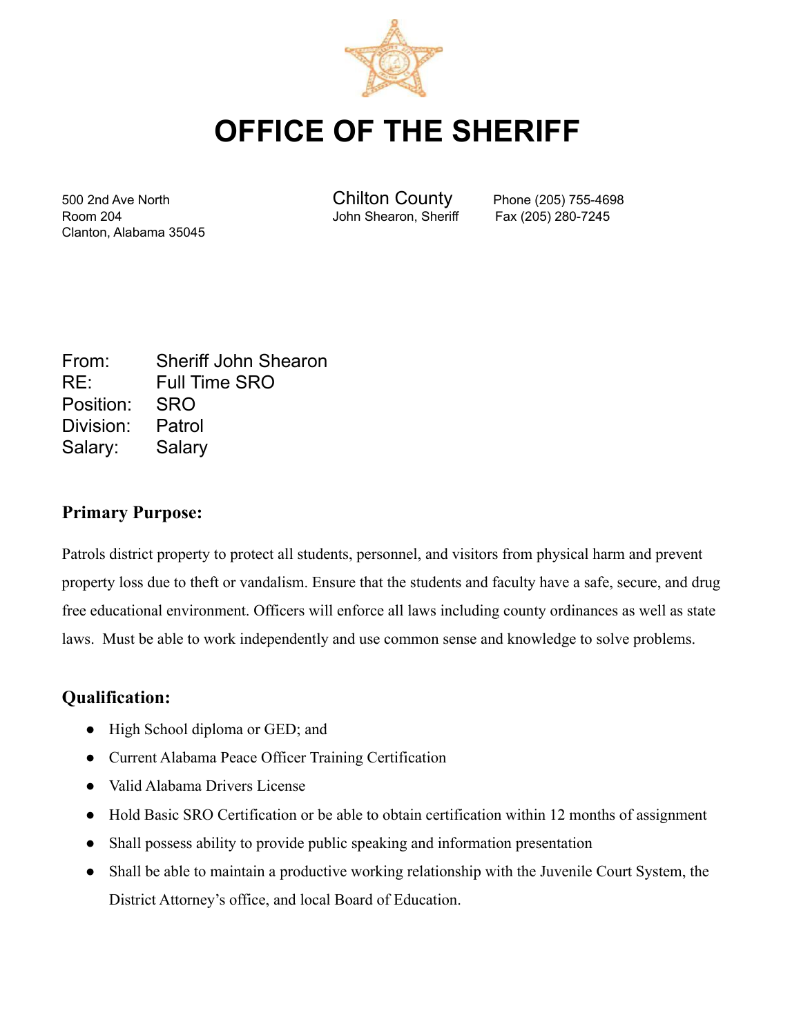# OFFICE OF THE SHERIFF

500 2nd Ave North
Room 204
Clanton, Alabama 35045

Chilton County
John Shearon, Sheriff

Phone (205) 755-4698
Fax (205) 280-7245

From: Sheriff John Shearon
RE: Full Time SRO
Position: SRO
Division: Patrol
Salary: Salary

## Primary Purpose:

Patrols district property to protect all students, personnel, and visitors from physical harm and prevent property loss due to theft or vandalism. Ensure that the students and faculty have a safe, secure, and drug free educational environment. Officers will enforce all laws including county ordinances as well as state laws. Must be able to work independently and use common sense and knowledge to solve problems.

## Qualification:

- High School diploma or GED; and
- Current Alabama Peace Officer Training Certification
- Valid Alabama Drivers License
- Hold Basic SRO Certification or be able to obtain certification within 12 months of assignment
- Shall possess ability to provide public speaking and information presentation
- Shall be able to maintain a productive working relationship with the Juvenile Court System, the District Attorney's office, and local Board of Education.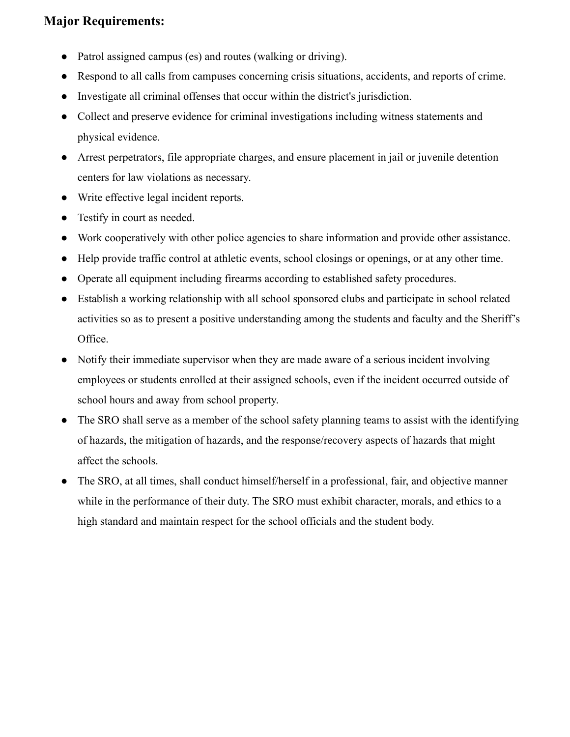**Major Requirements:**

- Patrol assigned campus (es) and routes (walking or driving).
- Respond to all calls from campuses concerning crisis situations, accidents, and reports of crime.
- Investigate all criminal offenses that occur within the district's jurisdiction.
- Collect and preserve evidence for criminal investigations including witness statements and physical evidence.
- Arrest perpetrators, file appropriate charges, and ensure placement in jail or juvenile detention centers for law violations as necessary.
- Write effective legal incident reports.
- Testify in court as needed.
- Work cooperatively with other police agencies to share information and provide other assistance.
- Help provide traffic control at athletic events, school closings or openings, or at any other time.
- Operate all equipment including firearms according to established safety procedures.
- Establish a working relationship with all school sponsored clubs and participate in school related activities so as to present a positive understanding among the students and faculty and the Sheriff's Office.
- Notify their immediate supervisor when they are made aware of a serious incident involving employees or students enrolled at their assigned schools, even if the incident occurred outside of school hours and away from school property.
- The SRO shall serve as a member of the school safety planning teams to assist with the identifying of hazards, the mitigation of hazards, and the response/recovery aspects of hazards that might affect the schools.
- The SRO, at all times, shall conduct himself/herself in a professional, fair, and objective manner while in the performance of their duty. The SRO must exhibit character, morals, and ethics to a high standard and maintain respect for the school officials and the student body.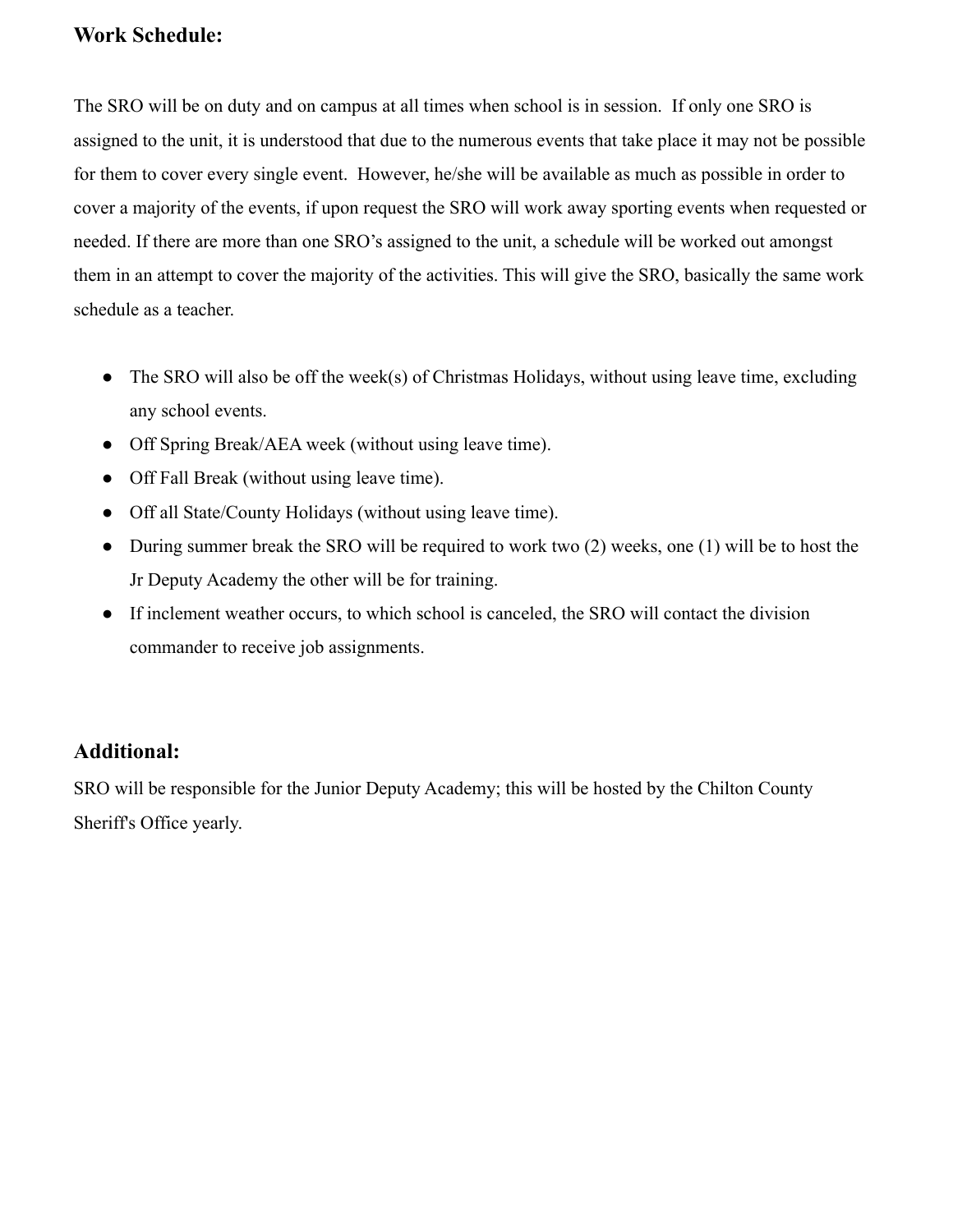**Work Schedule:**

The SRO will be on duty and on campus at all times when school is in session. If only one SRO is assigned to the unit, it is understood that due to the numerous events that take place it may not be possible for them to cover every single event. However, he/she will be available as much as possible in order to cover a majority of the events, if upon request the SRO will work away sporting events when requested or needed. If there are more than one SRO's assigned to the unit, a schedule will be worked out amongst them in an attempt to cover the majority of the activities. This will give the SRO, basically the same work schedule as a teacher.

- The SRO will also be off the week(s) of Christmas Holidays, without using leave time, excluding any school events.
- Off Spring Break/AEA week (without using leave time).
- Off Fall Break (without using leave time).
- Off all State/County Holidays (without using leave time).
- During summer break the SRO will be required to work two (2) weeks, one (1) will be to host the Jr Deputy Academy the other will be for training.
- If inclement weather occurs, to which school is canceled, the SRO will contact the division commander to receive job assignments.

**Additional:**

SRO will be responsible for the Junior Deputy Academy; this will be hosted by the Chilton County Sheriff's Office yearly.